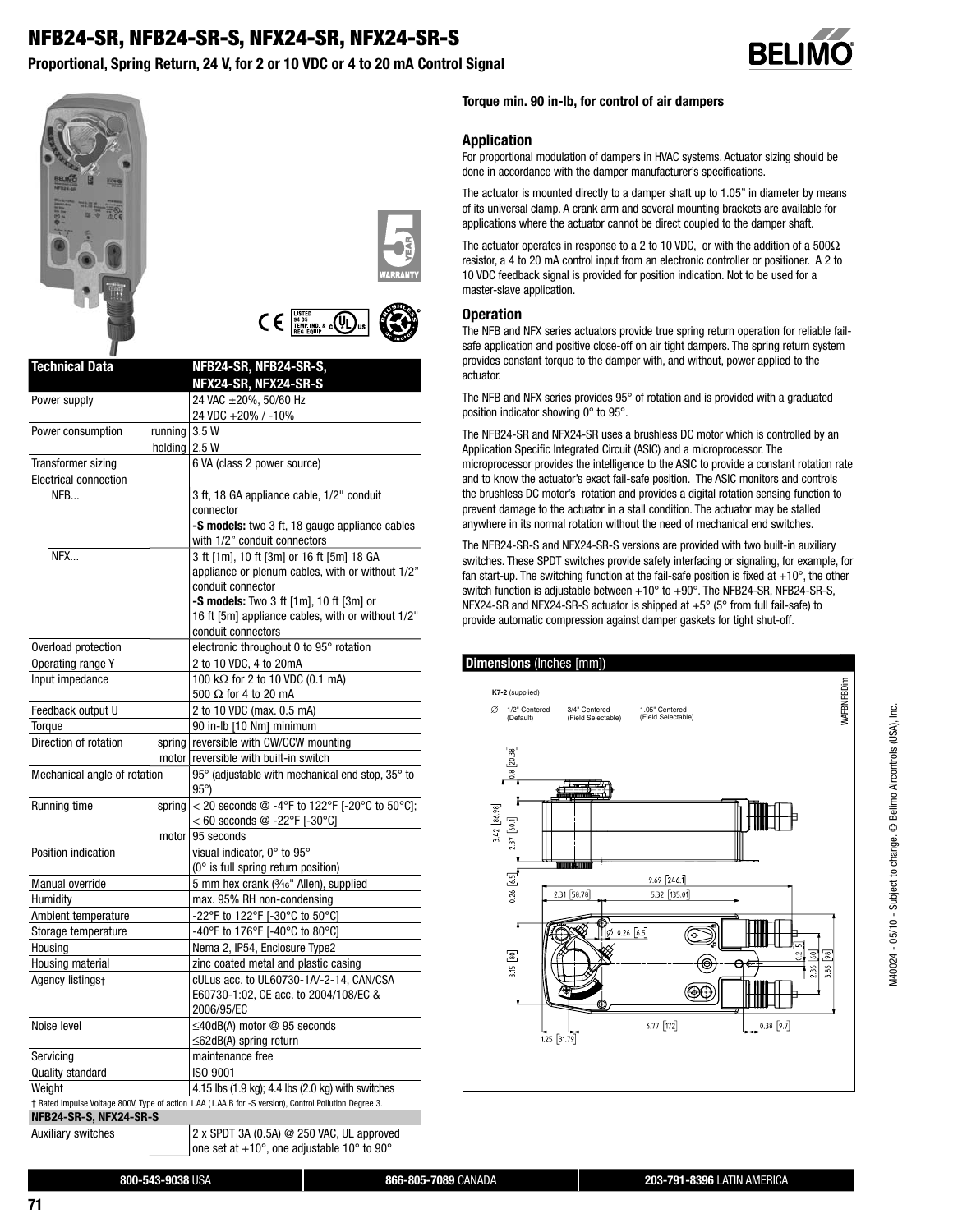# NFB24-SR, NFB24-SR-S, NFX24-SR, NFX24-SR-S

## Proportional, Spring Return, 24 V, for 2 or 10 VDC or 4 to 20 mA Control Signal

| Technical Data | | NFB24-SR, NFB24-SR-S, NFX24-SR, NFX24-SR-S |
|---|---|---|
| Power supply | | 24 VAC ±20%, 50/60 Hz<br>24 VDC +20% / -10% |
| Power consumption | running | 3.5 W |
| | holding | 2.5 W |
| Transformer sizing | | 6 VA (class 2 power source) |
| Electrical connection | | |
| NFB... | | 3 ft, 18 GA appliance cable, 1/2" conduit connector<br>**-S models:** two 3 ft, 18 gauge appliance cables with 1/2" conduit connectors |
| NFX... | | 3 ft [1m], 10 ft [3m] or 16 ft [5m] 18 GA appliance or plenum cables, with or without 1/2" conduit connector<br>**-S models:** Two 3 ft [1m], 10 ft [3m] or 16 ft [5m] appliance cables, with or without 1/2" conduit connectors |
| Overload protection | | electronic throughout 0 to 95° rotation |
| Operating range Y | | 2 to 10 VDC, 4 to 20mA |
| Input impedance | | 100 kΩ for 2 to 10 VDC (0.1 mA)<br>500 Ω for 4 to 20 mA |
| Feedback output U | | 2 to 10 VDC (max. 0.5 mA) |
| Torque | | 90 in-lb [10 Nm] minimum |
| Direction of rotation | spring | reversible with CW/CCW mounting |
| | motor | reversible with built-in switch |
| Mechanical angle of rotation | | 95° (adjustable with mechanical end stop, 35° to 95°) |
| Running time | spring | < 20 seconds @ -4°F to 122°F [-20°C to 50°C];<br>< 60 seconds @ -22°F [-30°C] |
| | motor | 95 seconds |
| Position indication | | visual indicator, 0° to 95°<br>(0° is full spring return position) |
| Manual override | | 5 mm hex crank (3/16" Allen), supplied |
| Humidity | | max. 95% RH non-condensing |
| Ambient temperature | | -22°F to 122°F [-30°C to 50°C] |
| Storage temperature | | -40°F to 176°F [-40°C to 80°C] |
| Housing | | Nema 2, IP54, Enclosure Type2 |
| Housing material | | zinc coated metal and plastic casing |
| Agency listings† | | cULus acc. to UL60730-1A/-2-14, CAN/CSA E60730-1:02, CE acc. to 2004/108/EC & 2006/95/EC |
| Noise level | | ≤40dB(A) motor @ 95 seconds<br>≤62dB(A) spring return |
| Servicing | | maintenance free |
| Quality standard | | ISO 9001 |
| Weight | | 4.15 lbs (1.9 kg); 4.4 lbs (2.0 kg) with switches |

† Rated Impulse Voltage 800V, Type of action 1.AA (1.AA.B for -S version), Control Pollution Degree 3.

| NFB24-SR-S, NFX24-SR-S | |
|---|---|
| Auxiliary switches | 2 x SPDT 3A (0.5A) @ 250 VAC, UL approved one set at +10°, one adjustable 10° to 90° |

**Torque min. 90 in-lb, for control of air dampers**

### Application

For proportional modulation of dampers in HVAC systems. Actuator sizing should be done in accordance with the damper manufacturer's specifications.

The actuator is mounted directly to a damper shaft up to 1.05" in diameter by means of its universal clamp. A crank arm and several mounting brackets are available for applications where the actuator cannot be direct coupled to the damper shaft.

The actuator operates in response to a 2 to 10 VDC, or with the addition of a 500Ω resistor, a 4 to 20 mA control input from an electronic controller or positioner. A 2 to 10 VDC feedback signal is provided for position indication. Not to be used for a master-slave application.

### Operation

The NFB and NFX series actuators provide true spring return operation for reliable fail-safe application and positive close-off on air tight dampers. The spring return system provides constant torque to the damper with, and without, power applied to the actuator.

The NFB and NFX series provides 95° of rotation and is provided with a graduated position indicator showing 0° to 95°.

The NFB24-SR and NFX24-SR uses a brushless DC motor which is controlled by an Application Specific Integrated Circuit (ASIC) and a microprocessor. The microprocessor provides the intelligence to the ASIC to provide a constant rotation rate and to know the actuator's exact fail-safe position. The ASIC monitors and controls the brushless DC motor's rotation and provides a digital rotation sensing function to prevent damage to the actuator in a stall condition. The actuator may be stalled anywhere in its normal rotation without the need of mechanical end switches.

The NFB24-SR-S and NFX24-SR-S versions are provided with two built-in auxiliary switches. These SPDT switches provide safety interfacing or signaling, for example, for fan start-up. The switching function at the fail-safe position is fixed at +10°, the other switch function is adjustable between +10° to +90°. The NFB24-SR, NFB24-SR-S, NFX24-SR and NFX24-SR-S actuator is shipped at +5° (5° from full fail-safe) to provide automatic compression against damper gaskets for tight shut-off.

### Dimensions (Inches [mm])

K7-2 (supplied)

∅ 1/2" Centered (Default) | 3/4" Centered (Field Selectable) | 1.05" Centered (Field Selectable)

800-543-9038 USA | 866-805-7089 CANADA | 203-791-8396 LATIN AMERICA

M40024 - 05/10 - Subject to change. © Belimo Aircontrols (USA), Inc.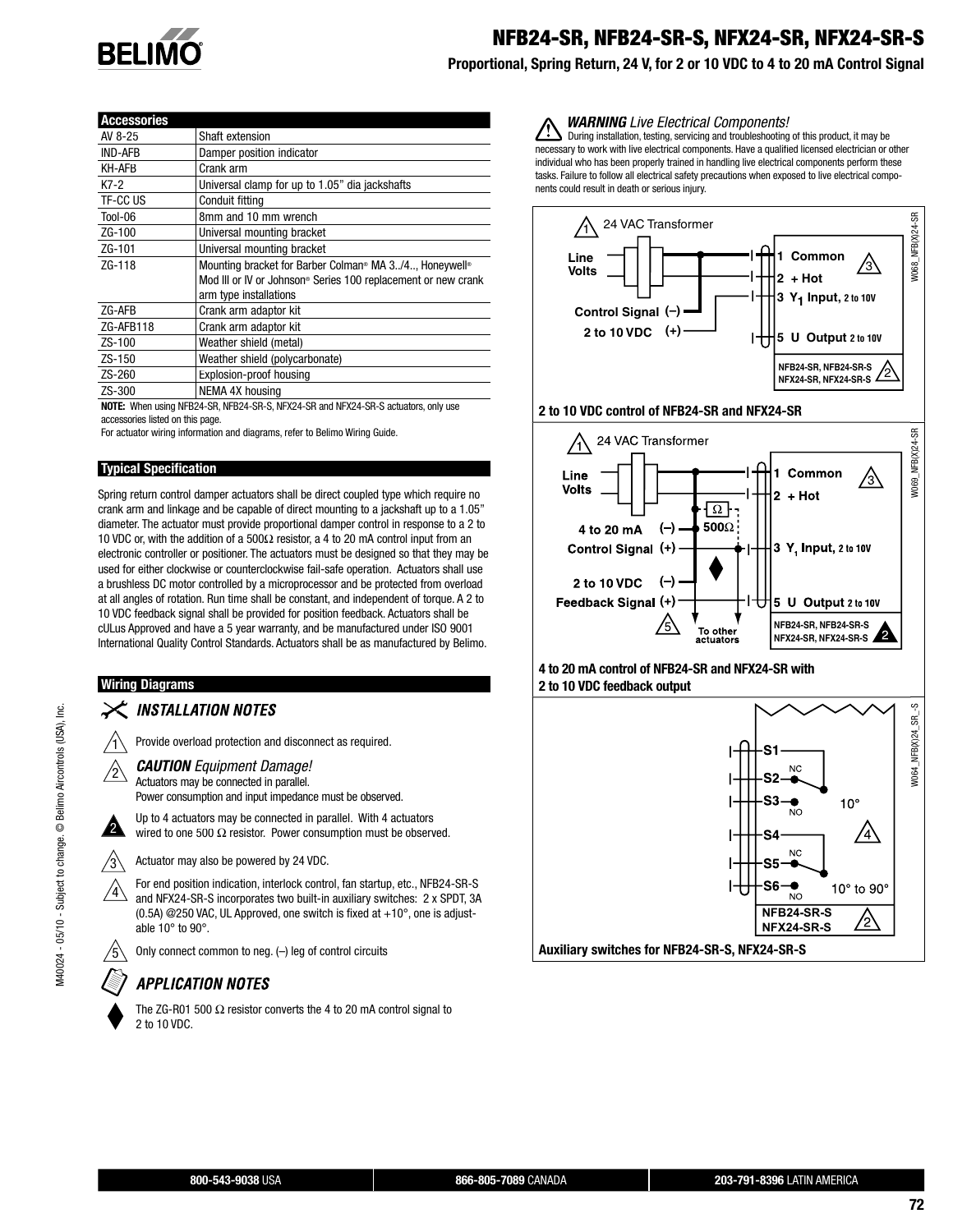# NFB24-SR, NFB24-SR-S, NFX24-SR, NFX24-SR-S

## Proportional, Spring Return, 24 V, for 2 or 10 VDC to 4 to 20 mA Control Signal

| Accessories | |
|---|---|
| AV 8-25 | Shaft extension |
| IND-AFB | Damper position indicator |
| KH-AFB | Crank arm |
| K7-2 | Universal clamp for up to 1.05" dia jackshafts |
| TF-CC US | Conduit fitting |
| Tool-06 | 8mm and 10 mm wrench |
| ZG-100 | Universal mounting bracket |
| ZG-101 | Universal mounting bracket |
| ZG-118 | Mounting bracket for Barber Colman® MA 3../4.., Honeywell® Mod III or IV or Johnson® Series 100 replacement or new crank arm type installations |
| ZG-AFB | Crank arm adaptor kit |
| ZG-AFB118 | Crank arm adaptor kit |
| ZS-100 | Weather shield (metal) |
| ZS-150 | Weather shield (polycarbonate) |
| ZS-260 | Explosion-proof housing |
| ZS-300 | NEMA 4X housing |

**NOTE:** When using NFB24-SR, NFB24-SR-S, NFX24-SR and NFX24-SR-S actuators, only use accessories listed on this page.
For actuator wiring information and diagrams, refer to Belimo Wiring Guide.

### Typical Specification

Spring return control damper actuators shall be direct coupled type which require no crank arm and linkage and be capable of direct mounting to a jackshaft up to a 1.05" diameter. The actuator must provide proportional damper control in response to a 2 to 10 VDC or, with the addition of a 500Ω resistor, a 4 to 20 mA control input from an electronic controller or positioner. The actuators must be designed so that they may be used for either clockwise or counterclockwise fail-safe operation. Actuators shall use a brushless DC motor controlled by a microprocessor and be protected from overload at all angles of rotation. Run time shall be constant, and independent of torque. A 2 to 10 VDC feedback signal shall be provided for position feedback. Actuators shall be cULus Approved and have a 5 year warranty, and be manufactured under ISO 9001 International Quality Control Standards. Actuators shall be as manufactured by Belimo.

### Wiring Diagrams

#### INSTALLATION NOTES

1. Provide overload protection and disconnect as required.
2. ***CAUTION** Equipment Damage!* Actuators may be connected in parallel. Power consumption and input impedance must be observed.
2. (filled) Up to 4 actuators may be connected in parallel. With 4 actuators wired to one 500 Ω resistor. Power consumption must be observed.
3. Actuator may also be powered by 24 VDC.
4. For end position indication, interlock control, fan startup, etc., NFB24-SR-S and NFX24-SR-S incorporates two built-in auxiliary switches: 2 x SPDT, 3A (0.5A) @250 VAC, UL Approved, one switch is fixed at +10°, one is adjustable 10° to 90°.
5. Only connect common to neg. (–) leg of control circuits

#### APPLICATION NOTES

◆ The ZG-R01 500 Ω resistor converts the 4 to 20 mA control signal to 2 to 10 VDC.

***WARNING** Live Electrical Components!*
During installation, testing, servicing and troubleshooting of this product, it may be necessary to work with live electrical components. Have a qualified licensed electrician or other individual who has been properly trained in handling live electrical components perform these tasks. Failure to follow all electrical safety precautions when exposed to live electrical components could result in death or serious injury.

W068_NFB(X)24-SR
1 24 VAC Transformer
Line Volts
Control Signal (–) (+)
2 to 10 VDC
1 Common
2 + Hot
3 $Y_1$ Input, 2 to 10V
5 U Output 2 to 10V
NFB24-SR, NFB24-SR-S
NFX24-SR, NFX24-SR-S

**2 to 10 VDC control of NFB24-SR and NFX24-SR**

W069_NFB(X)24-SR
1 24 VAC Transformer
Line Volts
4 to 20 mA (–)
Control Signal (+)
500Ω
2 to 10 VDC (–)
Feedback Signal (+)
To other actuators
1 Common
2 + Hot
3 $Y_1$ Input, 2 to 10V
5 U Output 2 to 10V
NFB24-SR, NFB24-SR-S
NFX24-SR, NFX24-SR-S

**4 to 20 mA control of NFB24-SR and NFX24-SR with 2 to 10 VDC feedback output**

W064_NFB(X)24_SR_-S
S1
S2 NC
S3 NO
10°
S4
S5 NC
S6 NO
10° to 90°
NFB24-SR-S
NFX24-SR-S

**Auxiliary switches for NFB24-SR-S, NFX24-SR-S**

M40024 - 05/10 - Subject to change. © Belimo Aircontrols (USA), Inc.

800-543-9038 USA | 866-805-7089 CANADA | 203-791-8396 LATIN AMERICA